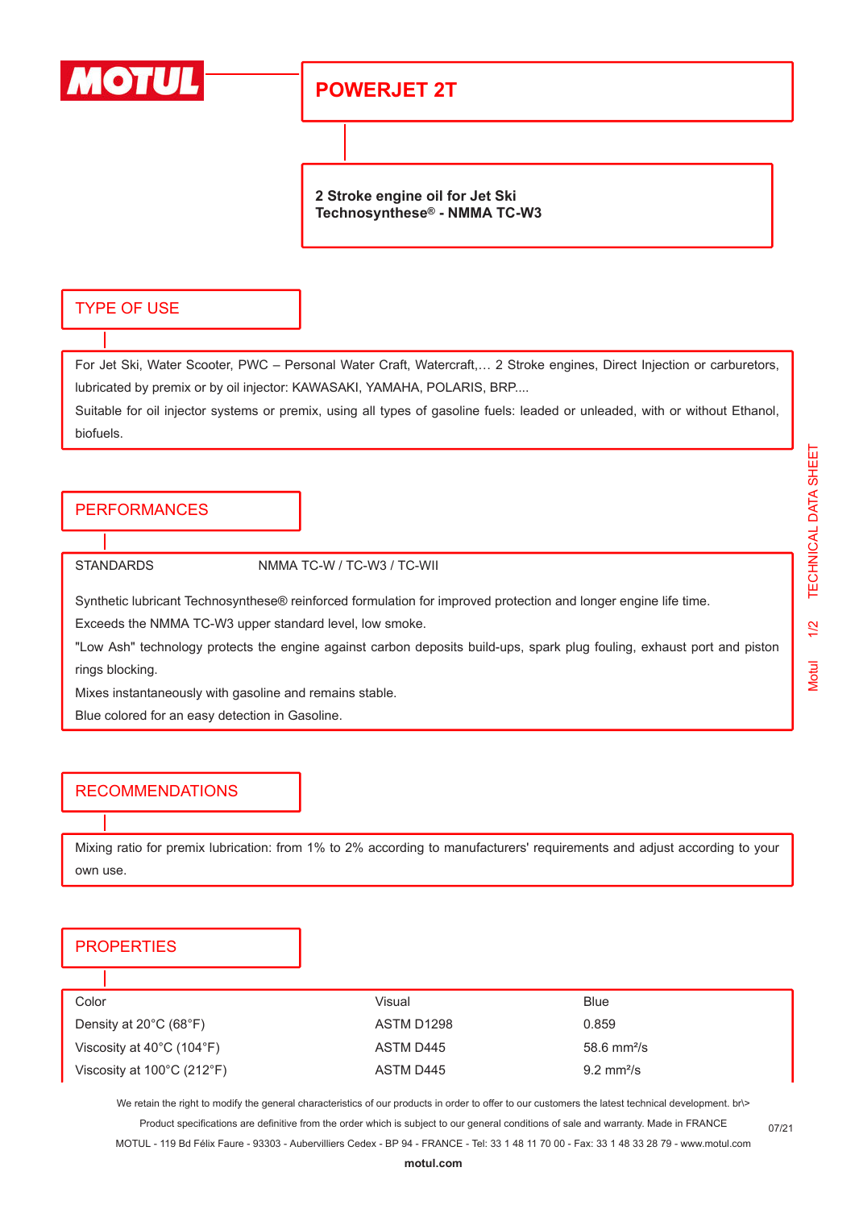# POWERJET 2T

**2 Stroke engine oil for Jet Ski**
**Technosynthese® - NMMA TC-W3**

## TYPE OF USE

For Jet Ski, Water Scooter, PWC – Personal Water Craft, Watercraft,… 2 Stroke engines, Direct Injection or carburetors, lubricated by premix or by oil injector: KAWASAKI, YAMAHA, POLARIS, BRP....

Suitable for oil injector systems or premix, using all types of gasoline fuels: leaded or unleaded, with or without Ethanol, biofuels.

## PERFORMANCES

STANDARDS NMMA TC-W / TC-W3 / TC-WII

Synthetic lubricant Technosynthese® reinforced formulation for improved protection and longer engine life time.

Exceeds the NMMA TC-W3 upper standard level, low smoke.

"Low Ash" technology protects the engine against carbon deposits build-ups, spark plug fouling, exhaust port and piston rings blocking.

Mixes instantaneously with gasoline and remains stable.

Blue colored for an easy detection in Gasoline.

## RECOMMENDATIONS

Mixing ratio for premix lubrication: from 1% to 2% according to manufacturers' requirements and adjust according to your own use.

## PROPERTIES

| | | |
|---|---|---|
| Color | Visual | Blue |
| Density at 20°C (68°F) | ASTM D1298 | 0.859 |
| Viscosity at 40°C (104°F) | ASTM D445 | 58.6 mm²/s |
| Viscosity at 100°C (212°F) | ASTM D445 | 9.2 mm²/s |

We retain the right to modify the general characteristics of our products in order to offer to our customers the latest technical development. br\>

Product specifications are definitive from the order which is subject to our general conditions of sale and warranty. Made in FRANCE

MOTUL - 119 Bd Félix Faure - 93303 - Aubervilliers Cedex - BP 94 - FRANCE - Tel: 33 1 48 11 70 00 - Fax: 33 1 48 33 28 79 - www.motul.com

07/21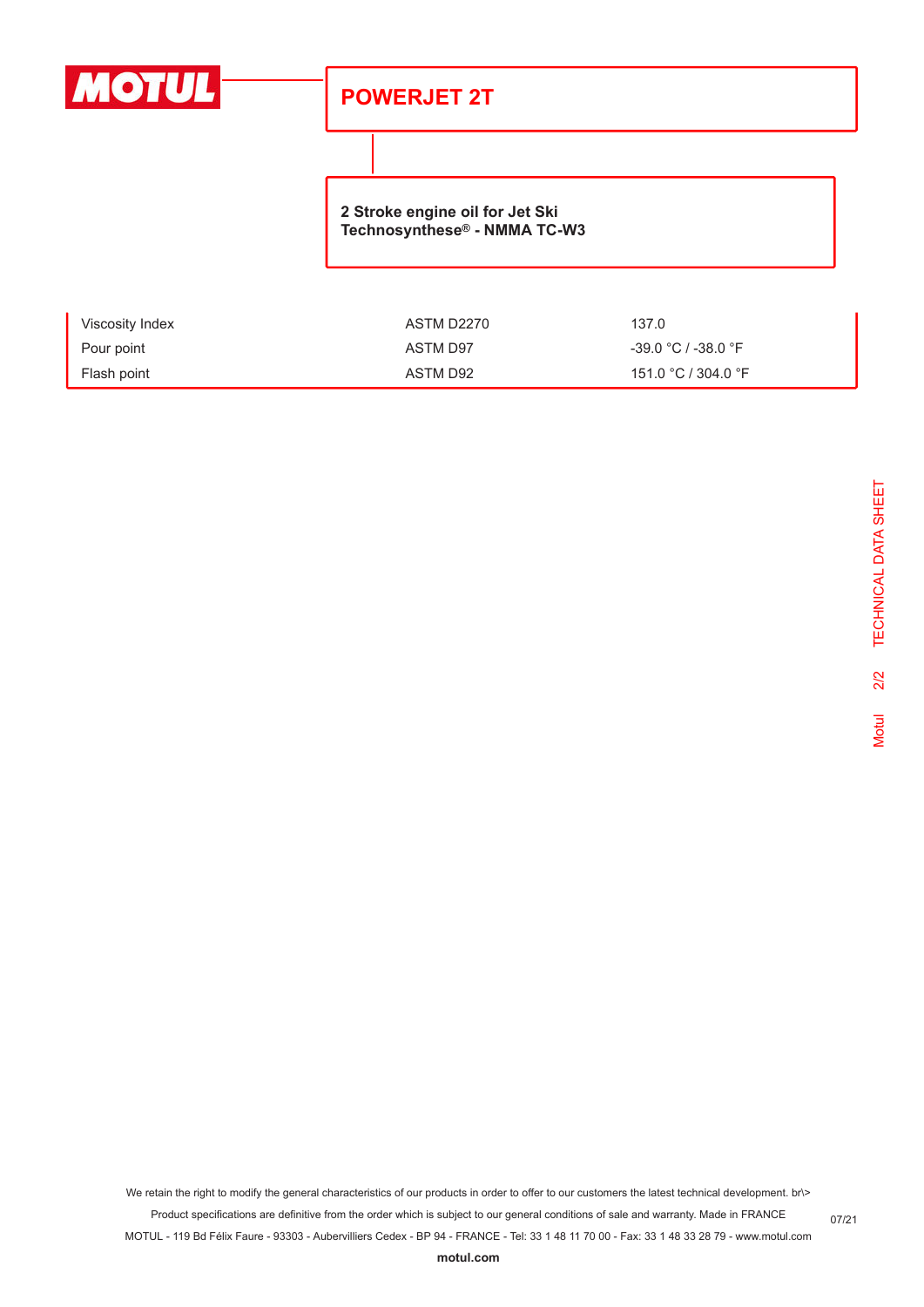# POWERJET 2T

**2 Stroke engine oil for Jet Ski**
**Technosynthese® - NMMA TC-W3**

| | | |
|---|---|---|
| Viscosity Index | ASTM D2270 | 137.0 |
| Pour point | ASTM D97 | -39.0 °C / -38.0 °F |
| Flash point | ASTM D92 | 151.0 °C / 304.0 °F |

We retain the right to modify the general characteristics of our products in order to offer to our customers the latest technical development. br\>
Product specifications are definitive from the order which is subject to our general conditions of sale and warranty. Made in FRANCE
MOTUL - 119 Bd Félix Faure - 93303 - Aubervilliers Cedex - BP 94 - FRANCE - Tel: 33 1 48 11 70 00 - Fax: 33 1 48 33 28 79 - www.motul.com

07/21

**motul.com**